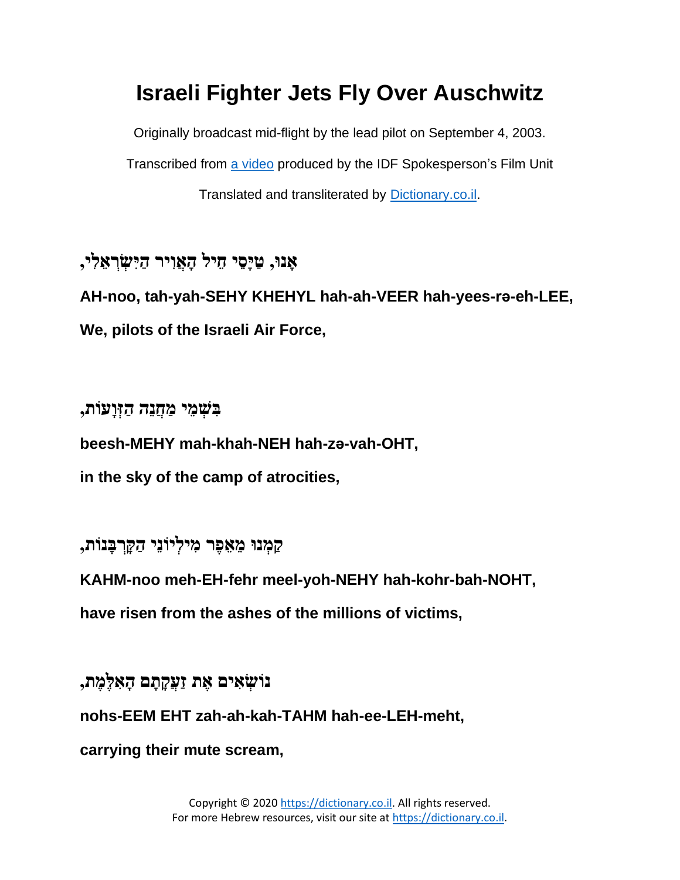# Israeli Fighter Jets Fly Over Auschwitz

Originally broadcast mid-flight by the lead pilot on September 4, 2003.

Transcribed from [a video](#) produced by the IDF Spokesperson's Film Unit

Translated and transliterated by [Dictionary.co.il](https://dictionary.co.il).

### אָנוּ, טַיָּסֵי חֵיל הָאֲוִיר הַיִּשְׂרְאֵלִי,

**AH-noo, tah-yah-SEHY KHEHYL hah-ah-VEER hah-yees-rə-eh-LEE,**

**We, pilots of the Israeli Air Force,**

### בִּשְׁמֵי מַחֲנֵה הַזְּוָעוֹת,

**beesh-MEHY mah-khah-NEH hah-zə-vah-OHT,**

**in the sky of the camp of atrocities,**

### קַמְנוּ מֵאֵפֶר מִילְיוֹנֵי הַקָּרְבָּנוֹת,

**KAHM-noo meh-EH-fehr meel-yoh-NEHY hah-kohr-bah-NOHT,**

**have risen from the ashes of the millions of victims,**

### נוֹשְׂאִים אֶת זַעֲקָתָם הָאִלֶּמֶת,

**nohs-EEM EHT zah-ah-kah-TAHM hah-ee-LEH-meht,**

**carrying their mute scream,**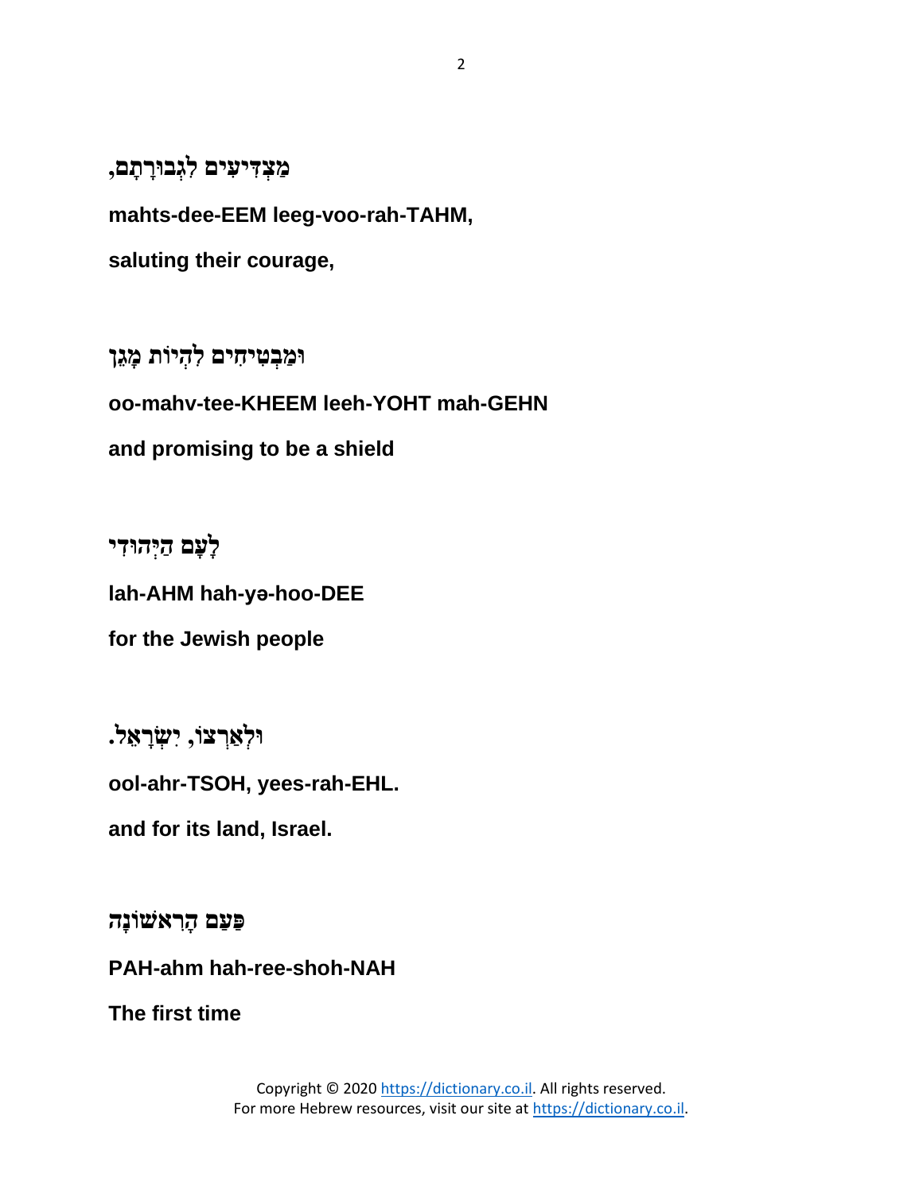**מַצְדִּיעִים לִגְבוּרָתָם,**

**mahts-dee-EEM leeg-voo-rah-TAHM,**

**saluting their courage,**

**וּמַבְטִיחִים לִהְיוֹת מָגֵן**

**oo-mahv-tee-KHEEM leeh-YOHT mah-GEHN**

**and promising to be a shield**

**לָעָם הַיְּהוּדִי**

**lah-AHM hah-yə-hoo-DEE**

**for the Jewish people**

**וּלְאַרְצוֹ, יִשְׂרָאֵל.**

**ool-ahr-TSOH, yees-rah-EHL.**

**and for its land, Israel.**

**פַּעַם הָרִאשׁוֹנָה**

**PAH-ahm hah-ree-shoh-NAH**

**The first time**

Copyright © 2020 https://dictionary.co.il. All rights reserved.
For more Hebrew resources, visit our site at https://dictionary.co.il.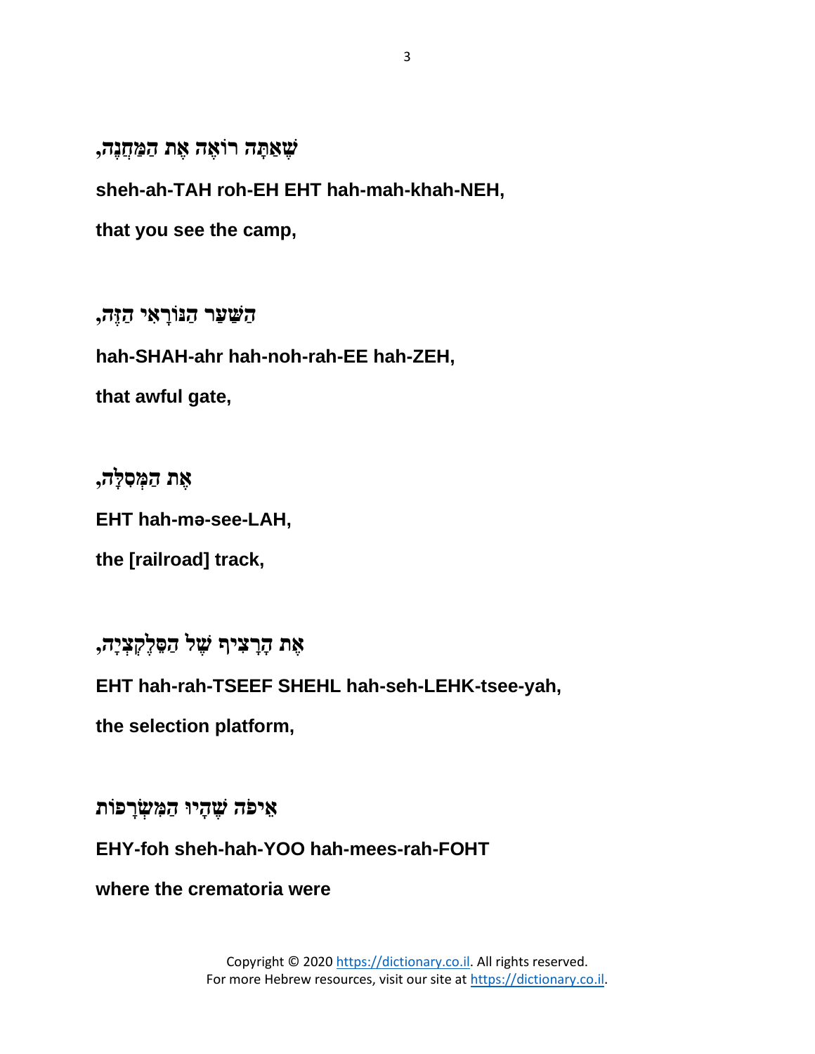**שֶׁאַתָּה רוֹאֶה אֶת הַמַּחֲנֶה,**

**sheh-ah-TAH roh-EH EHT hah-mah-khah-NEH,**

**that you see the camp,**

**הַשַּׁעַר הַנּוֹרָאִי הַזֶּה,**

**hah-SHAH-ahr hah-noh-rah-EE hah-ZEH,**

**that awful gate,**

**אֶת הַמְּסִלָּה,**

**EHT hah-mə-see-LAH,**

**the [railroad] track,**

**אֶת הָרָצִיף שֶׁל הַסֶּלֶקְצְיָה,**

**EHT hah-rah-TSEEF SHEHL hah-seh-LEHK-tsee-yah,**

**the selection platform,**

**אֵיפֹה שֶׁהָיוּ הַמִּשְׂרָפוֹת**

**EHY-foh sheh-hah-YOO hah-mees-rah-FOHT**

**where the crematoria were**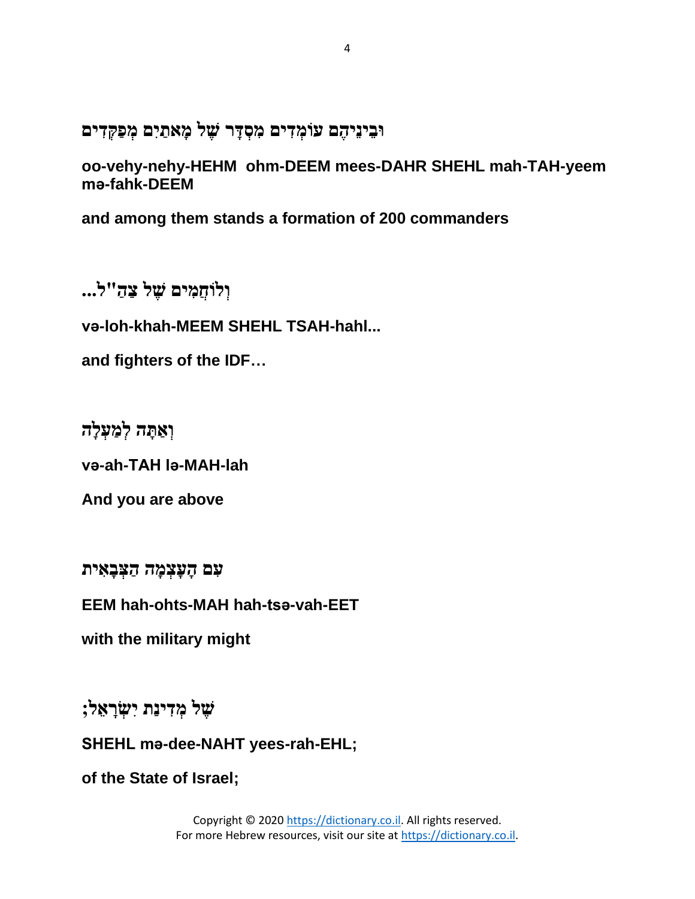**וּבֵינֵיהֶם עוֹמְדִים מִסְדָּר שֶׁל מָאתַיִם מְפַקְּדִים**

**oo-vehy-nehy-HEHM ohm-DEEM mees-DAHR SHEHL mah-TAH-yeem mə-fahk-DEEM**

**and among them stands a formation of 200 commanders**

**וְלוֹחֲמִים שֶׁל צַהַ"ל...**

**və-loh-khah-MEEM SHEHL TSAH-hahl...**

**and fighters of the IDF…**

**וְאַתָּה לְמַעְלָה**

**və-ah-TAH lə-MAH-lah**

**And you are above**

**עִם הָעָצְמָה הַצְּבָאִית**

**EEM hah-ohts-MAH hah-tsə-vah-EET**

**with the military might**

**שֶׁל מְדִינַת יִשְׂרָאֵל;**

**SHEHL mə-dee-NAHT yees-rah-EHL;**

**of the State of Israel;**

Copyright © 2020 https://dictionary.co.il. All rights reserved.
For more Hebrew resources, visit our site at https://dictionary.co.il.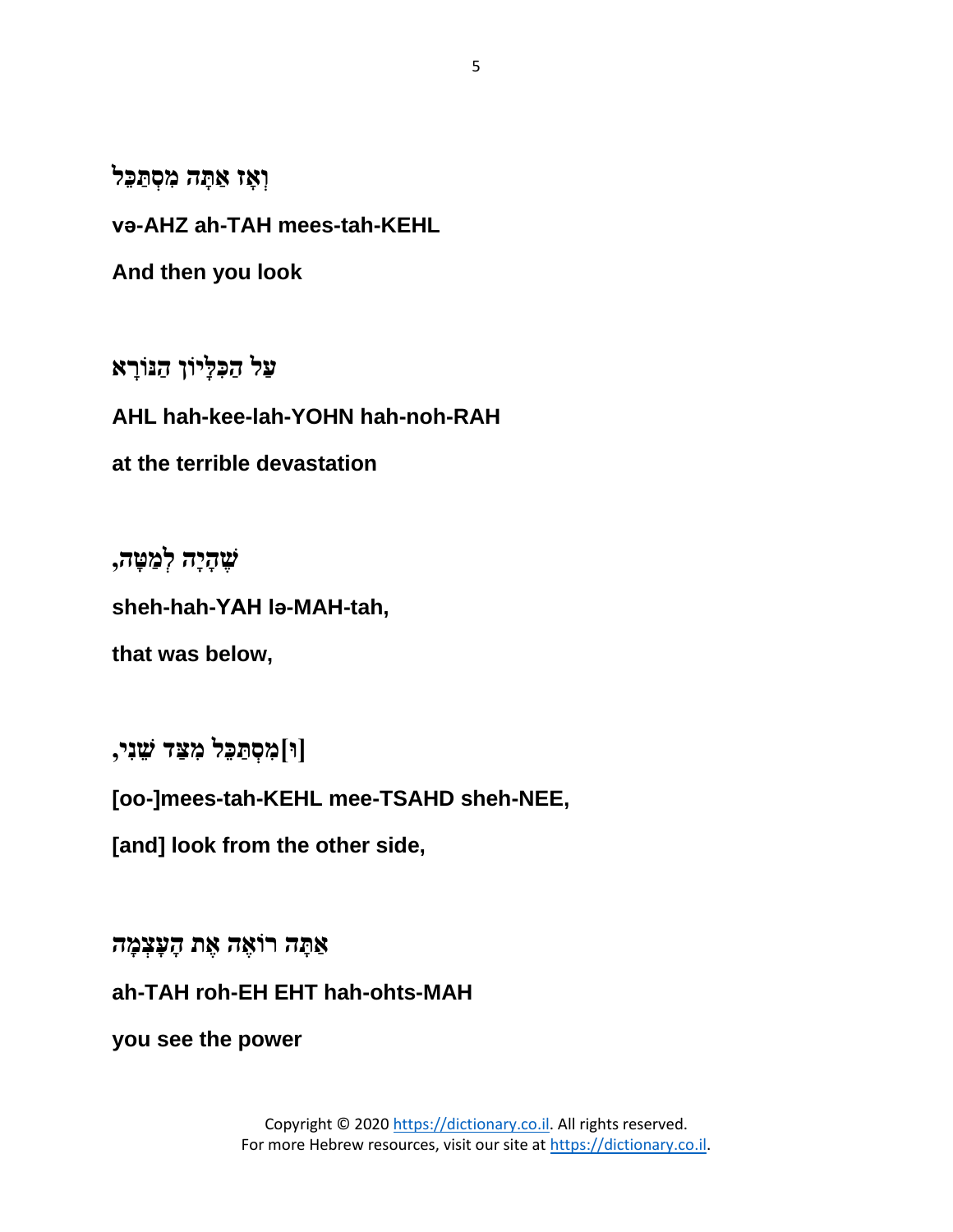**וְאָז אַתָּה מִסְתַּכֵּל**

**və-AHZ ah-TAH mees-tah-KEHL**

**And then you look**

**עַל הַכִּלָּיוֹן הַנּוֹרָא**

**AHL hah-kee-lah-YOHN hah-noh-RAH**

**at the terrible devastation**

**שֶׁהָיָה לְמַטָּה,**

**sheh-hah-YAH lə-MAH-tah,**

**that was below,**

**[וּ]מִסְתַּכֵּל מִצַּד שֵׁנִי,**

**[oo-]mees-tah-KEHL mee-TSAHD sheh-NEE,**

**[and] look from the other side,**

**אַתָּה רוֹאֶה אֶת הָעָצְמָה**

**ah-TAH roh-EH EHT hah-ohts-MAH**

**you see the power**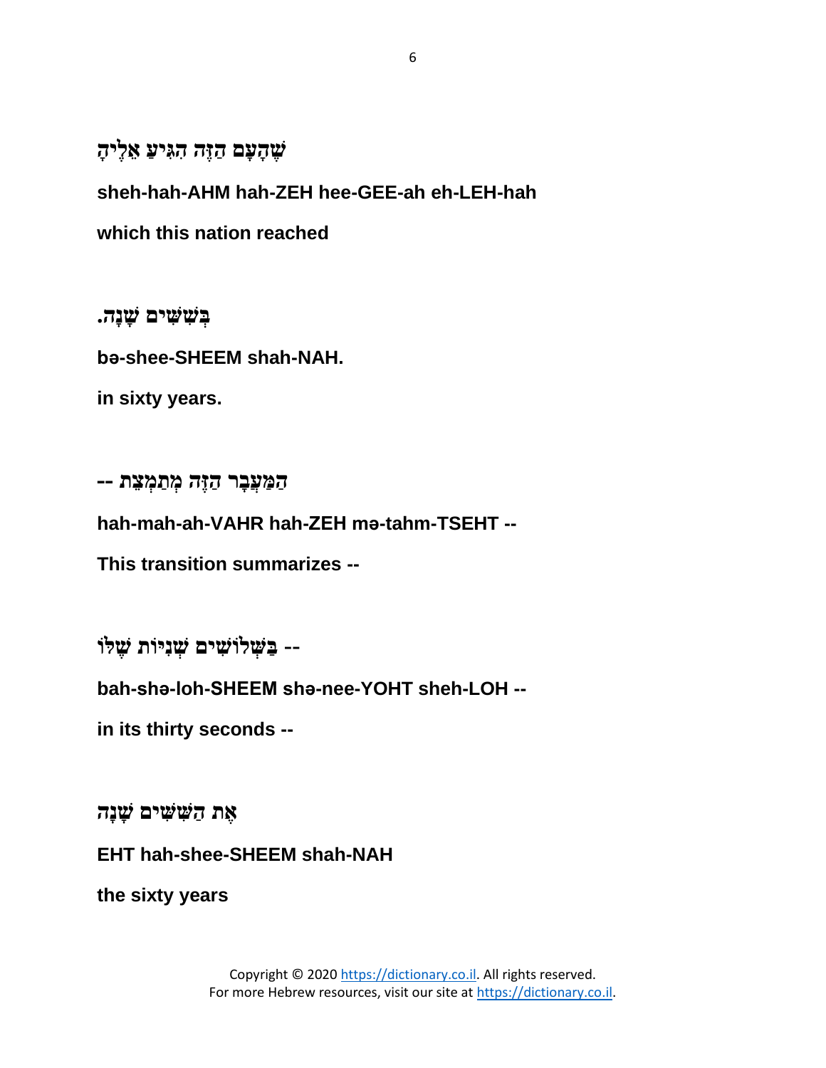**שֶׁהָעָם הַזֶּה הִגִּיעַ אֵלֶיהָ**

**sheh-hah-AHM hah-ZEH hee-GEE-ah eh-LEH-hah**

**which this nation reached**

**בְּשִׁשִּׁים שָׁנָה.**

**bə-shee-SHEEM shah-NAH.**

**in sixty years.**

**הַמַּעֲבָר הַזֶּה מְתַמְצֵת --**

**hah-mah-ah-VAHR hah-ZEH mə-tahm-TSEHT --**

**This transition summarizes --**

**-- בַּשְּׁלוֹשִׁים שְׁנִיּוֹת שֶׁלּוֹ**

**bah-shə-loh-SHEEM shə-nee-YOHT sheh-LOH --**

**in its thirty seconds --**

**אֶת הַשִּׁשִּׁים שָׁנָה**

**EHT hah-shee-SHEEM shah-NAH**

**the sixty years**

Copyright © 2020 https://dictionary.co.il. All rights reserved.
For more Hebrew resources, visit our site at https://dictionary.co.il.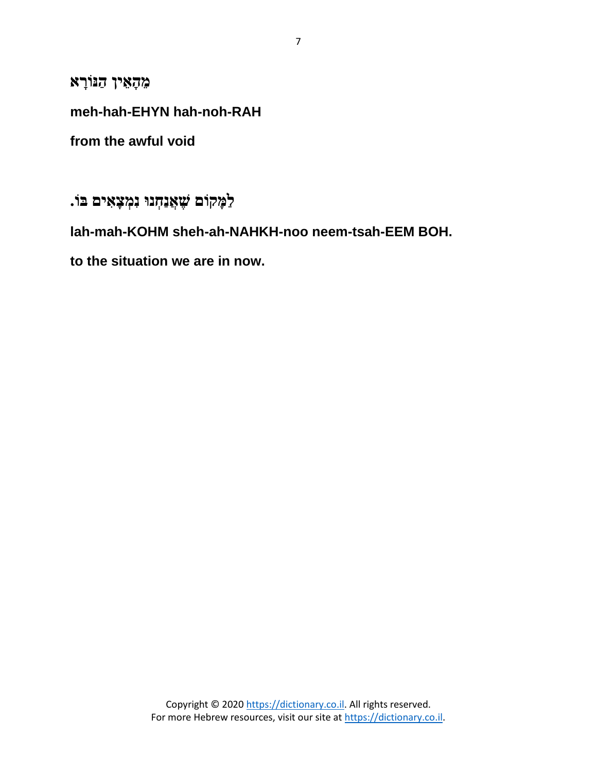**מֵהָאֵין הַנּוֹרָא**

**meh-hah-EHYN hah-noh-RAH**

**from the awful void**

**לַמָּקוֹם שֶׁאֲנַחְנוּ נִמְצָאִים בּוֹ.**

**lah-mah-KOHM sheh-ah-NAHKH-noo neem-tsah-EEM BOH.**

**to the situation we are in now.**

Copyright © 2020 https://dictionary.co.il. All rights reserved.
For more Hebrew resources, visit our site at https://dictionary.co.il.